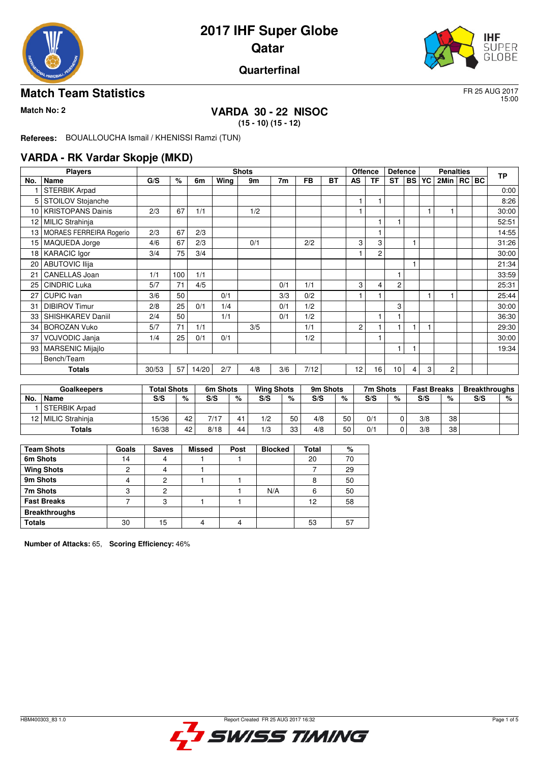# 2017 IHF Super Globe
## Qatar
### Quarterfinal

## Match Team Statistics

FR 25 AUG 2017
15:00

**Match No: 2**

**VARDA 30 - 22 NISOC**
**(15 - 10) (15 - 12)**

**Referees:** BOUALLOUCHA Ismail / KHENISSI Ramzi (TUN)

## VARDA - RK Vardar Skopje (MKD)

| Players | | Shots | | | | | | | | Offence | | Defence | | Penalties | | | | TP |
|---|---|---|---|---|---|---|---|---|---|---|---|---|---|---|---|---|---|---|
| No. | Name | G/S | % | 6m | Wing | 9m | 7m | FB | BT | AS | TF | ST | BS | YC | 2Min | RC | BC | |
| 1 | STERBIK Arpad | | | | | | | | | | | | | | | | | 0:00 |
| 5 | STOILOV Stojanche | | | | | | | | | 1 | 1 | | | | | | | 8:26 |
| 10 | KRISTOPANS Dainis | 2/3 | 67 | 1/1 | | 1/2 | | | | 1 | | | | 1 | 1 | | | 30:00 |
| 12 | MILIC Strahinja | | | | | | | | | | 1 | 1 | | | | | | 52:51 |
| 13 | MORAES FERREIRA Rogerio | 2/3 | 67 | 2/3 | | | | | | | 1 | | | | | | | 14:55 |
| 15 | MAQUEDA Jorge | 4/6 | 67 | 2/3 | | 0/1 | | 2/2 | | 3 | 3 | | 1 | | | | | 31:26 |
| 18 | KARACIC Igor | 3/4 | 75 | 3/4 | | | | | | 1 | 2 | | | | | | | 30:00 |
| 20 | ABUTOVIC Ilija | | | | | | | | | | | | 1 | | | | | 21:34 |
| 21 | CANELLAS Joan | 1/1 | 100 | 1/1 | | | | | | | | 1 | | | | | | 33:59 |
| 25 | CINDRIC Luka | 5/7 | 71 | 4/5 | | | 0/1 | 1/1 | | 3 | 4 | 2 | | | | | | 25:31 |
| 27 | CUPIC Ivan | 3/6 | 50 | | 0/1 | | 3/3 | 0/2 | | 1 | 1 | | | 1 | 1 | | | 25:44 |
| 31 | DIBIROV Timur | 2/8 | 25 | 0/1 | 1/4 | | 0/1 | 1/2 | | | | 3 | | | | | | 30:00 |
| 33 | SHISHKAREV Daniil | 2/4 | 50 | | 1/1 | | 0/1 | 1/2 | | | 1 | 1 | | | | | | 36:30 |
| 34 | BOROZAN Vuko | 5/7 | 71 | 1/1 | | 3/5 | | 1/1 | | 2 | 1 | 1 | 1 | 1 | | | | 29:30 |
| 37 | VOJVODIC Janja | 1/4 | 25 | 0/1 | 0/1 | | | 1/2 | | | 1 | | | | | | | 30:00 |
| 93 | MARSENIC Mijajlo | | | | | | | | | | | 1 | 1 | | | | | 19:34 |
| | Bench/Team | | | | | | | | | | | | | | | | | |
| | **Totals** | 30/53 | 57 | 14/20 | 2/7 | 4/8 | 3/6 | 7/12 | | 12 | 16 | 10 | 4 | 3 | 2 | | | |

| Goalkeepers | | Total Shots | | 6m Shots | | Wing Shots | | 9m Shots | | 7m Shots | | Fast Breaks | | Breakthroughs | |
|---|---|---|---|---|---|---|---|---|---|---|---|---|---|---|---|
| No. | Name | S/S | % | S/S | % | S/S | % | S/S | % | S/S | % | S/S | % | S/S | % |
| 1 | STERBIK Arpad | | | | | | | | | | | | | | |
| 12 | MILIC Strahinja | 15/36 | 42 | 7/17 | 41 | 1/2 | 50 | 4/8 | 50 | 0/1 | 0 | 3/8 | 38 | | |
| | **Totals** | 16/38 | 42 | 8/18 | 44 | 1/3 | 33 | 4/8 | 50 | 0/1 | 0 | 3/8 | 38 | | |

| Team Shots | Goals | Saves | Missed | Post | Blocked | Total | % |
|---|---|---|---|---|---|---|---|
| **6m Shots** | 14 | 4 | 1 | 1 | | 20 | 70 |
| **Wing Shots** | 2 | 4 | 1 | | | 7 | 29 |
| **9m Shots** | 4 | 2 | 1 | 1 | | 8 | 50 |
| **7m Shots** | 3 | 2 | | 1 | N/A | 6 | 50 |
| **Fast Breaks** | 7 | 3 | 1 | 1 | | 12 | 58 |
| **Breakthroughs** | | | | | | | |
| **Totals** | 30 | 15 | 4 | 4 | | 53 | 57 |

**Number of Attacks:** 65, **Scoring Efficiency:** 46%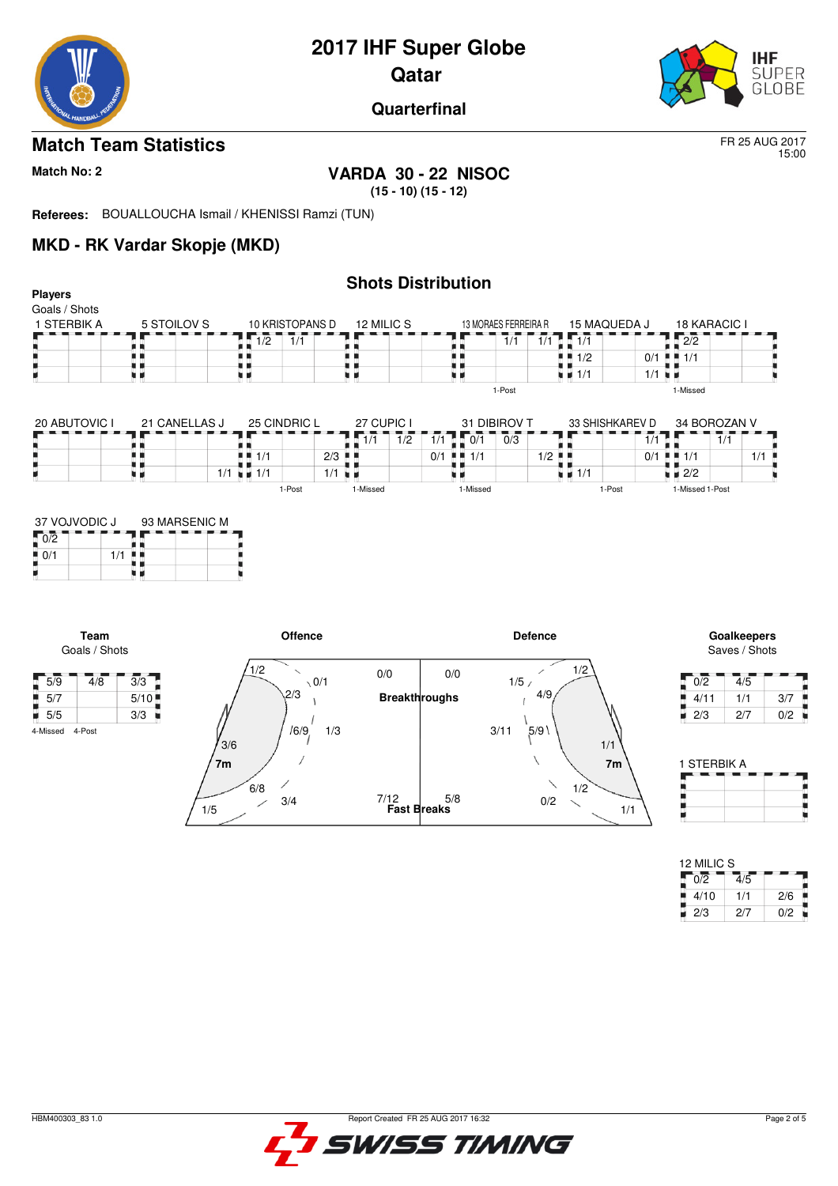# 2017 IHF Super Globe
# Qatar
## Quarterfinal

## Match Team Statistics

FR 25 AUG 2017
15:00

**Match No: 2**

**VARDA 30 - 22 NISOC**
**(15 - 10) (15 - 12)**

**Referees:** BOUALLOUCHA Ismail / KHENISSI Ramzi (TUN)

## MKD - RK Vardar Skopje (MKD)

### Shots Distribution

**Players**
Goals / Shots

**1 STERBIK A**

| | | |
|---|---|---|
| | | |
| | | |
| | | |

**5 STOILOV S**

| | | |
|---|---|---|
| | | |
| | | |
| | | |

**10 KRISTOPANS D**

| | | |
|---|---|---|
| 1/2 | 1/1 | |
| | | |
| | | |

**12 MILIC S**

| | | |
|---|---|---|
| | | |
| | | |
| | | |

**13 MORAES FERREIRA R**

| | | |
|---|---|---|
| | 1/1 | 1/1 |
| | | |
| | | |

1-Post

**15 MAQUEDA J**

| | | |
|---|---|---|
| 1/1 | | |
| 1/2 | | 0/1 |
| 1/1 | | 1/1 |

**18 KARACIC I**

| | | |
|---|---|---|
| 2/2 | | |
| 1/1 | | |
| | | |

1-Missed

**20 ABUTOVIC I**

| | | |
|---|---|---|
| | | |
| | | |
| | | |

**21 CANELLAS J**

| | | |
|---|---|---|
| | | |
| | | |
| | | 1/1 |

**25 CINDRIC L**

| | | |
|---|---|---|
| | | |
| 1/1 | | 2/3 |
| 1/1 | | 1/1 |

1-Post

**27 CUPIC I**

| | | |
|---|---|---|
| 1/1 | 1/2 | 1/1 |
| | | 0/1 |
| | | |

1-Missed

**31 DIBIROV T**

| | | |
|---|---|---|
| 0/1 | 0/3 | |
| 1/1 | | 1/2 |
| | | |

1-Missed

**33 SHISHKAREV D**

| | | |
|---|---|---|
| | | 1/1 |
| | | 0/1 |
| 1/1 | | |

1-Post

**34 BOROZAN V**

| | | |
|---|---|---|
| | 1/1 | |
| 1/1 | | 1/1 |
| 2/2 | | |

1-Missed 1-Post

**37 VOJVODIC J**

| | | |
|---|---|---|
| 0/2 | | |
| 0/1 | | 1/1 |
| | | |

**93 MARSENIC M**

| | | |
|---|---|---|
| | | |
| | | |
| | | |

**Team**
Goals / Shots

| | | |
|---|---|---|
| 5/9 | 4/8 | 3/3 |
| 5/7 | | 5/10 |
| 5/5 | | 3/3 |

4-Missed 4-Post

**Offence**

| Zone | Goals / Shots |
|---|---|
| Left wing | 1/2 |
| Left wing (lower) | 3/6 |
| Left back (9m) | 2/3 |
| Left 9m outer | 0/1 |
| Centre 9m | 6/9 |
| Centre back | 1/3 |
| Left 6m | 6/8 |
| Left 9m lower | 3/4 |
| Left corner | 1/5 |
| 7m | 7m |
| Breakthroughs | 0/0 |
| Fast Breaks | 7/12 |

**Defence**

| Zone | Goals / Shots |
|---|---|
| Breakthroughs | 0/0 |
| Fast Breaks | 5/8 |
| Right wing | 1/2 |
| 9m | 1/5 |
| 9m | 4/9 |
| Centre | 3/11 |
| 9m centre | 5/9 |
| Right wing (lower) | 1/1 |
| 6m | 1/2 |
| 9m lower | 0/2 |
| Right corner | 1/1 |
| 7m | 7m |

**Goalkeepers**
Saves / Shots

| | | |
|---|---|---|
| 0/2 | 4/5 | |
| 4/11 | 1/1 | 3/7 |
| 2/3 | 2/7 | 0/2 |

**1 STERBIK A**

| | | |
|---|---|---|
| | | |
| | | |
| | | |

**12 MILIC S**

| | | |
|---|---|---|
| 0/2 | 4/5 | |
| 4/10 | 1/1 | 2/6 |
| 2/3 | 2/7 | 0/2 |

HBM400303_83 1.0 — Report Created FR 25 AUG 2017 16:32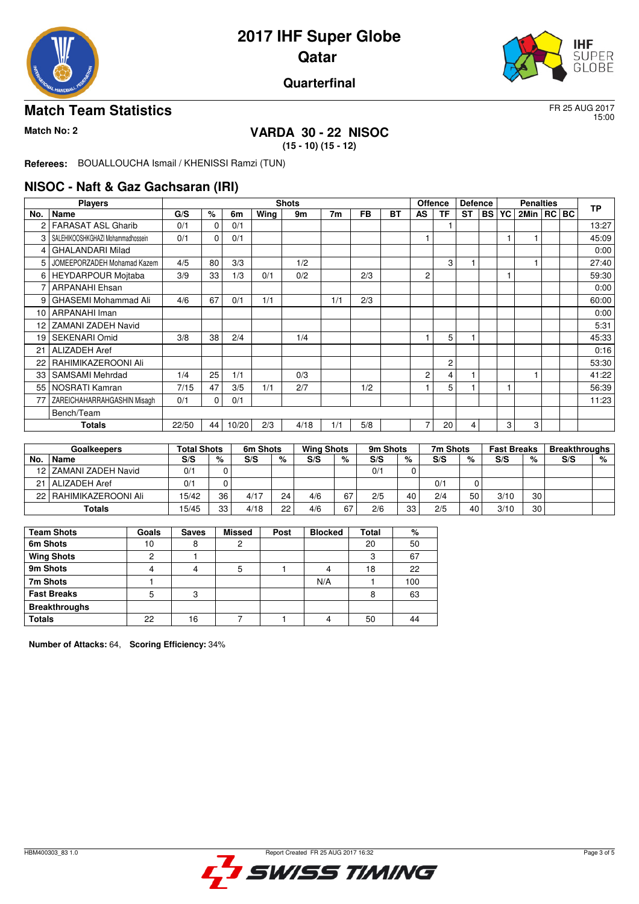# 2017 IHF Super Globe
## Qatar
### Quarterfinal

## Match Team Statistics

FR 25 AUG 2017
15:00

**Match No: 2**

**VARDA 30 - 22 NISOC**
**(15 - 10) (15 - 12)**

**Referees:** BOUALLOUCHA Ismail / KHENISSI Ramzi (TUN)

## NISOC - Naft & Gaz Gachsaran (IRI)

| Players | | Shots | | | | | | | | Offence | | Defence | | Penalties | | | | TP |
|---|---|---|---|---|---|---|---|---|---|---|---|---|---|---|---|---|---|---|
| No. | Name | G/S | % | 6m | Wing | 9m | 7m | FB | BT | AS | TF | ST | BS | YC | 2Min | RC | BC | |
| 2 | FARASAT ASL Gharib | 0/1 | 0 | 0/1 | | | | | | | 1 | | | | | | | 13:27 |
| 3 | SALEHIKOOSHKGHAZI Mohammadhossein | 0/1 | 0 | 0/1 | | | | | | 1 | | | | 1 | 1 | | | 45:09 |
| 4 | GHALANDARI Milad | | | | | | | | | | | | | | | | | 0:00 |
| 5 | JOMEEPORZADEH Mohamad Kazem | 4/5 | 80 | 3/3 | | 1/2 | | | | | 3 | 1 | | | 1 | | | 27:40 |
| 6 | HEYDARPOUR Mojtaba | 3/9 | 33 | 1/3 | 0/1 | 0/2 | | 2/3 | | 2 | | | | 1 | | | | 59:30 |
| 7 | ARPANAHI Ehsan | | | | | | | | | | | | | | | | | 0:00 |
| 9 | GHASEMI Mohammad Ali | 4/6 | 67 | 0/1 | 1/1 | | 1/1 | 2/3 | | | | | | | | | | 60:00 |
| 10 | ARPANAHI Iman | | | | | | | | | | | | | | | | | 0:00 |
| 12 | ZAMANI ZADEH Navid | | | | | | | | | | | | | | | | | 5:31 |
| 19 | SEKENARI Omid | 3/8 | 38 | 2/4 | | 1/4 | | | | 1 | 5 | 1 | | | | | | 45:33 |
| 21 | ALIZADEH Aref | | | | | | | | | | | | | | | | | 0:16 |
| 22 | RAHIMIKAZEROONI Ali | | | | | | | | | | 2 | | | | | | | 53:30 |
| 33 | SAMSAMI Mehrdad | 1/4 | 25 | 1/1 | | 0/3 | | | | 2 | 4 | 1 | | | 1 | | | 41:22 |
| 55 | NOSRATI Kamran | 7/15 | 47 | 3/5 | 1/1 | 2/7 | | 1/2 | | 1 | 5 | 1 | | 1 | | | | 56:39 |
| 77 | ZAREICHAHARRAHGASHIN Misagh | 0/1 | 0 | 0/1 | | | | | | | | | | | | | | 11:23 |
| | Bench/Team | | | | | | | | | | | | | | | | | |
| | **Totals** | 22/50 | 44 | 10/20 | 2/3 | 4/18 | 1/1 | 5/8 | | 7 | 20 | 4 | | 3 | 3 | | | |

| Goalkeepers | | Total Shots | | 6m Shots | | Wing Shots | | 9m Shots | | 7m Shots | | Fast Breaks | | Breakthroughs | |
|---|---|---|---|---|---|---|---|---|---|---|---|---|---|---|---|
| No. | Name | S/S | % | S/S | % | S/S | % | S/S | % | S/S | % | S/S | % | S/S | % |
| 12 | ZAMANI ZADEH Navid | 0/1 | 0 | | | | | 0/1 | 0 | | | | | | |
| 21 | ALIZADEH Aref | 0/1 | 0 | | | | | | | 0/1 | 0 | | | | |
| 22 | RAHIMIKAZEROONI Ali | 15/42 | 36 | 4/17 | 24 | 4/6 | 67 | 2/5 | 40 | 2/4 | 50 | 3/10 | 30 | | |
| | **Totals** | 15/45 | 33 | 4/18 | 22 | 4/6 | 67 | 2/6 | 33 | 2/5 | 40 | 3/10 | 30 | | |

| Team Shots | Goals | Saves | Missed | Post | Blocked | Total | % |
|---|---|---|---|---|---|---|---|
| **6m Shots** | 10 | 8 | 2 | | | 20 | 50 |
| **Wing Shots** | 2 | 1 | | | | 3 | 67 |
| **9m Shots** | 4 | 4 | 5 | 1 | 4 | 18 | 22 |
| **7m Shots** | 1 | | | | N/A | 1 | 100 |
| **Fast Breaks** | 5 | 3 | | | | 8 | 63 |
| **Breakthroughs** | | | | | | | |
| **Totals** | 22 | 16 | 7 | 1 | 4 | 50 | 44 |

**Number of Attacks:** 64, **Scoring Efficiency:** 34%

HBM400303_83 1.0 Report Created FR 25 AUG 2017 16:32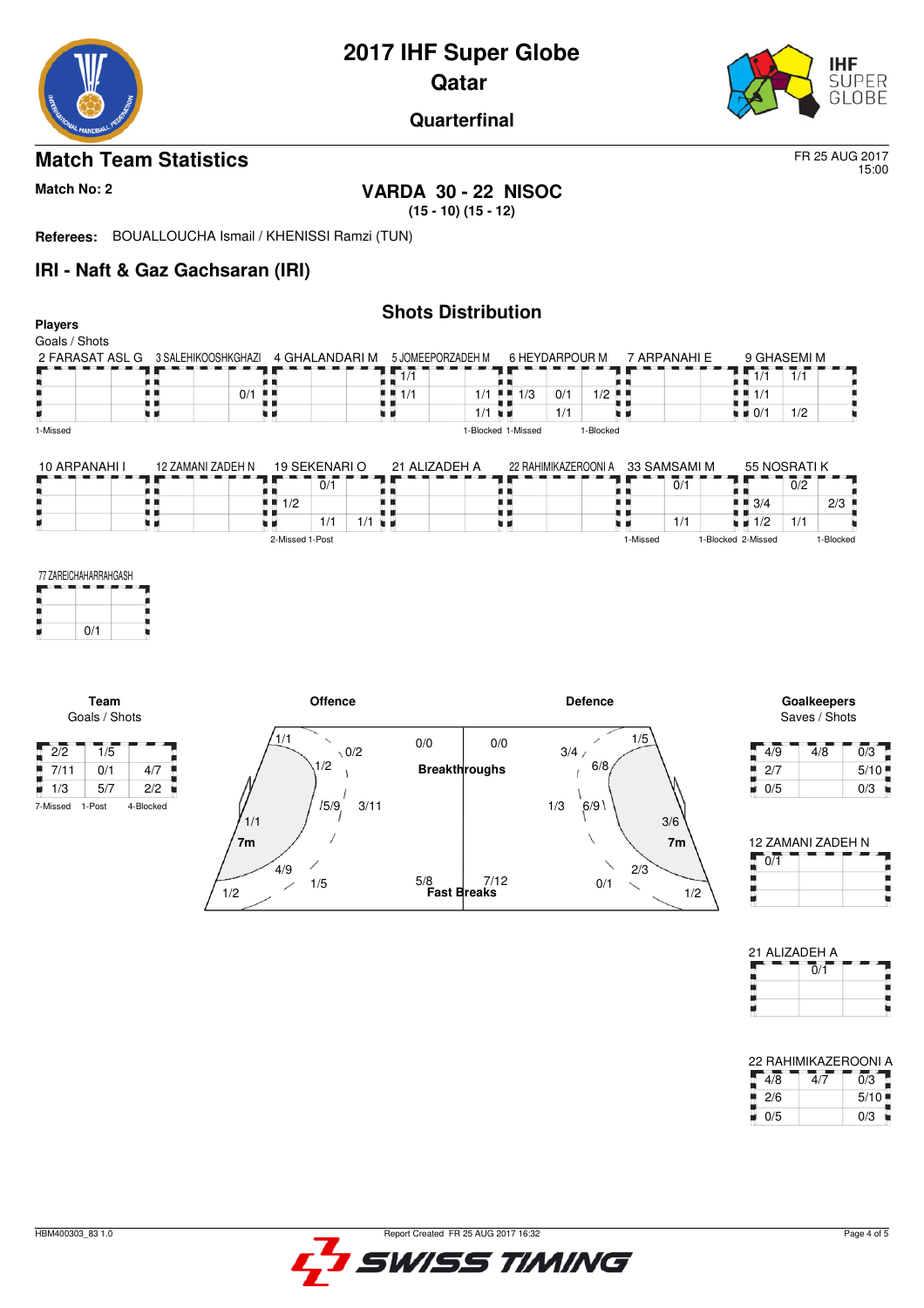# 2017 IHF Super Globe
# Qatar
## Quarterfinal

## Match Team Statistics

FR 25 AUG 2017
15:00

**Match No: 2**

**VARDA 30 - 22 NISOC**
**(15 - 10) (15 - 12)**

**Referees:** BOUALLOUCHA Ismail / KHENISSI Ramzi (TUN)

## IRI - Naft & Gaz Gachsaran (IRI)

### Shots Distribution

**Players**
Goals / Shots

**2 FARASAT ASL G**

| | | |
|---|---|---|
| | | |
| | | |
| | | |

1-Missed

**3 SALEHIKOOSHKGHAZI**

| | | |
|---|---|---|
| | | |
| | | 0/1 |
| | | |

**4 GHALANDARI M**

| | | |
|---|---|---|
| | | |
| | | |
| | | |

**5 JOMEEPORZADEH M**

| | | |
|---|---|---|
| 1/1 | | |
| 1/1 | | 1/1 |
| | | 1/1 |

1-Blocked

**6 HEYDARPOUR M**

| | | |
|---|---|---|
| | | |
| 1/3 | 0/1 | 1/2 |
| | 1/1 | |

1-Missed 1-Blocked

**7 ARPANAHI E**

| | | |
|---|---|---|
| | | |
| | | |
| | | |

**9 GHASEMI M**

| | | |
|---|---|---|
| 1/1 | 1/1 | |
| 1/1 | | |
| 0/1 | 1/2 | |

**10 ARPANAHI I**

| | | |
|---|---|---|
| | | |
| | | |
| | | |

**12 ZAMANI ZADEH N**

| | | |
|---|---|---|
| | | |
| | | |
| | | |

**19 SEKENARI O**

| | | |
|---|---|---|
| | 0/1 | |
| 1/2 | | |
| | 1/1 | 1/1 |

2-Missed 1-Post

**21 ALIZADEH A**

| | | |
|---|---|---|
| | | |
| | | |
| | | |

**22 RAHIMIKAZEROONI A**

| | | |
|---|---|---|
| | | |
| | | |
| | | |

**33 SAMSAMI M**

| | | |
|---|---|---|
| | 0/1 | |
| | | |
| | 1/1 | |

1-Missed 1-Blocked

**55 NOSRATI K**

| | | |
|---|---|---|
| | 0/2 | |
| 3/4 | | 2/3 |
| 1/2 | 1/1 | |

2-Missed 1-Blocked

**77 ZAREICHAHARRAHGASH**

| | | |
|---|---|---|
| | | |
| | | |
| | 0/1 | |

### Team
Goals / Shots

| | | |
|---|---|---|
| 2/2 | 1/5 | |
| 7/11 | 0/1 | 4/7 |
| 1/3 | 5/7 | 2/2 |

7-Missed 1-Post 4-Blocked

### Offence

| Position | Goals / Shots |
|---|---|
| Left wing (top) | 1/1 |
| Left back area | 1/2 |
| Centre back area (top) | 0/2 |
| 9m centre | 5/9 |
| 6m centre | 3/11 |
| Left wing | 1/1 |
| 7m | 4/9 |
| Right back area | 1/5 |
| Right wing | 1/2 |
| Breakthroughs | 0/0 |
| Fast Breaks | 5/8 |

### Defence

| Position | Goals / Shots |
|---|---|
| Right wing (top) | 1/5 |
| Back area | 3/4 |
| 9m | 6/8 |
| 9m centre | 1/3 |
| 6m centre | 6/9 |
| Wing | 3/6 |
| 7m | 2/3 |
| Back area (bottom) | 0/1 |
| Wing (bottom) | 1/2 |
| Breakthroughs | 0/0 |
| Fast Breaks | 7/12 |

### Goalkeepers
Saves / Shots

| | | |
|---|---|---|
| 4/9 | 4/8 | 0/3 |
| 2/7 | | 5/10 |
| 0/5 | | 0/3 |

**12 ZAMANI ZADEH N**

| | | |
|---|---|---|
| 0/1 | | |
| | | |
| | | |

**21 ALIZADEH A**

| | | |
|---|---|---|
| | 0/1 | |
| | | |
| | | |

**22 RAHIMIKAZEROONI A**

| | | |
|---|---|---|
| 4/8 | 4/7 | 0/3 |
| 2/6 | | 5/10 |
| 0/5 | | 0/3 |

HBM400303_83 1.0 Report Created FR 25 AUG 2017 16:32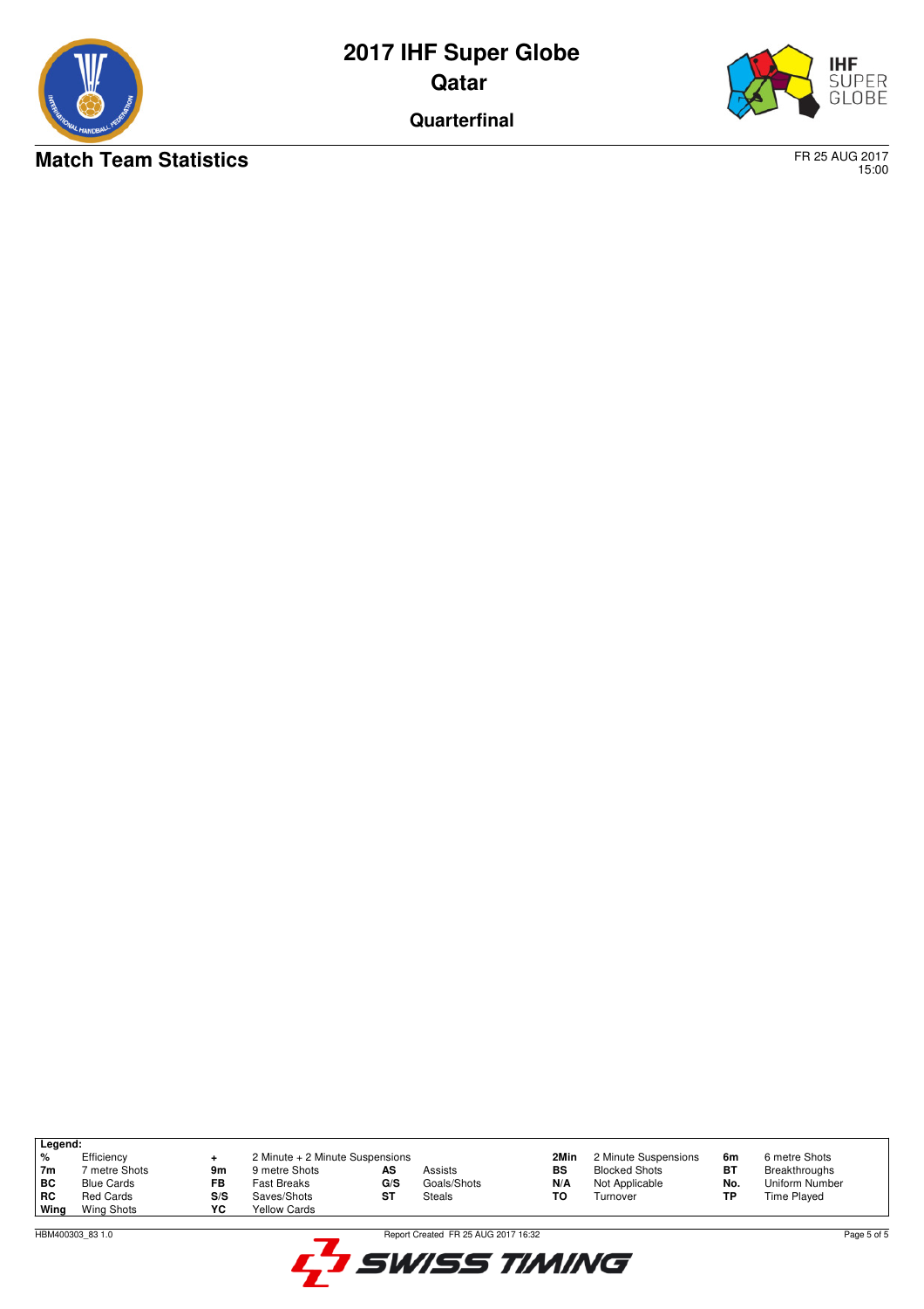# 2017 IHF Super Globe

## Qatar

### Quarterfinal

## Match Team Statistics

FR 25 AUG 2017
15:00

**Legend:**

| | | | | | | | | | |
|---|---|---|---|---|---|---|---|---|---|
| **%** | Efficiency | **+** | 2 Minute + 2 Minute Suspensions | | | **2Min** | 2 Minute Suspensions | **6m** | 6 metre Shots |
| **7m** | 7 metre Shots | **9m** | 9 metre Shots | **AS** | Assists | **BS** | Blocked Shots | **BT** | Breakthroughs |
| **BC** | Blue Cards | **FB** | Fast Breaks | **G/S** | Goals/Shots | **N/A** | Not Applicable | **No.** | Uniform Number |
| **RC** | Red Cards | **S/S** | Saves/Shots | **ST** | Steals | **TO** | Turnover | **TP** | Time Played |
| **Wing** | Wing Shots | **YC** | Yellow Cards | | | | | | |

HBM400303_83 1.0 Report Created FR 25 AUG 2017 16:32